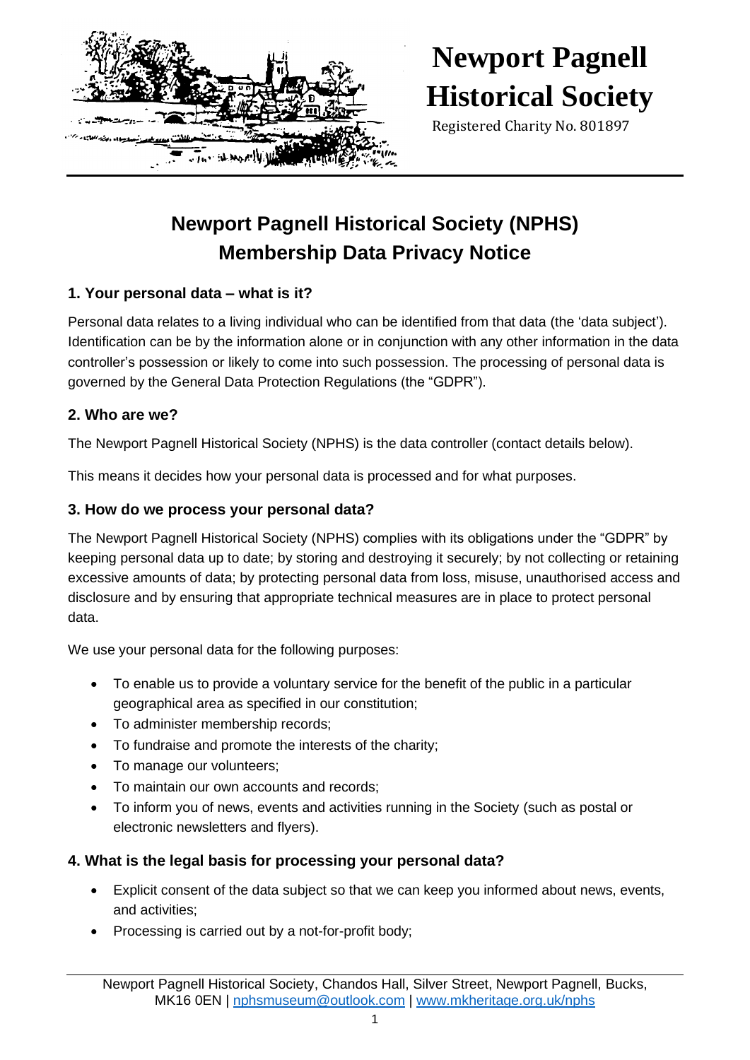# Newport Pagnell Historical Society

Registered Charity No. 801897

## Newport Pagnell Historical Society (NPHS) Membership Data Privacy Notice

### 1. Your personal data – what is it?

Personal data relates to a living individual who can be identified from that data (the 'data subject'). Identification can be by the information alone or in conjunction with any other information in the data controller's possession or likely to come into such possession. The processing of personal data is governed by the General Data Protection Regulations (the "GDPR").

### 2. Who are we?

The Newport Pagnell Historical Society (NPHS) is the data controller (contact details below).

This means it decides how your personal data is processed and for what purposes.

### 3. How do we process your personal data?

The Newport Pagnell Historical Society (NPHS) complies with its obligations under the "GDPR" by keeping personal data up to date; by storing and destroying it securely; by not collecting or retaining excessive amounts of data; by protecting personal data from loss, misuse, unauthorised access and disclosure and by ensuring that appropriate technical measures are in place to protect personal data.

We use your personal data for the following purposes:

- To enable us to provide a voluntary service for the benefit of the public in a particular geographical area as specified in our constitution;
- To administer membership records;
- To fundraise and promote the interests of the charity;
- To manage our volunteers;
- To maintain our own accounts and records;
- To inform you of news, events and activities running in the Society (such as postal or electronic newsletters and flyers).

### 4. What is the legal basis for processing your personal data?

- Explicit consent of the data subject so that we can keep you informed about news, events, and activities;
- Processing is carried out by a not-for-profit body;

Newport Pagnell Historical Society, Chandos Hall, Silver Street, Newport Pagnell, Bucks, MK16 0EN | nphsmuseum@outlook.com | www.mkheritage.org.uk/nphs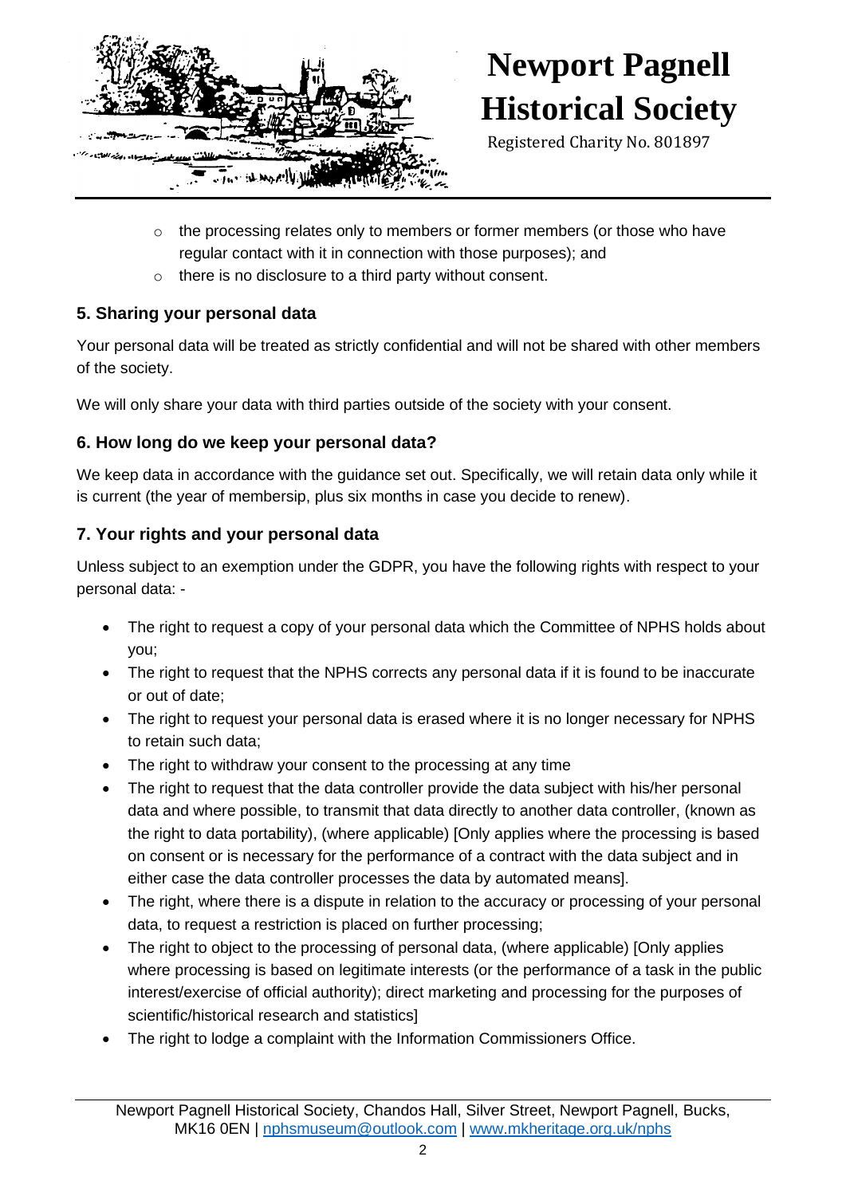- the processing relates only to members or former members (or those who have regular contact with it in connection with those purposes); and
- there is no disclosure to a third party without consent.

### 5. Sharing your personal data

Your personal data will be treated as strictly confidential and will not be shared with other members of the society.

We will only share your data with third parties outside of the society with your consent.

### 6. How long do we keep your personal data?

We keep data in accordance with the guidance set out. Specifically, we will retain data only while it is current (the year of membersip, plus six months in case you decide to renew).

### 7. Your rights and your personal data

Unless subject to an exemption under the GDPR, you have the following rights with respect to your personal data: -

- The right to request a copy of your personal data which the Committee of NPHS holds about you;
- The right to request that the NPHS corrects any personal data if it is found to be inaccurate or out of date;
- The right to request your personal data is erased where it is no longer necessary for NPHS to retain such data;
- The right to withdraw your consent to the processing at any time
- The right to request that the data controller provide the data subject with his/her personal data and where possible, to transmit that data directly to another data controller, (known as the right to data portability), (where applicable) [Only applies where the processing is based on consent or is necessary for the performance of a contract with the data subject and in either case the data controller processes the data by automated means].
- The right, where there is a dispute in relation to the accuracy or processing of your personal data, to request a restriction is placed on further processing;
- The right to object to the processing of personal data, (where applicable) [Only applies where processing is based on legitimate interests (or the performance of a task in the public interest/exercise of official authority); direct marketing and processing for the purposes of scientific/historical research and statistics]
- The right to lodge a complaint with the Information Commissioners Office.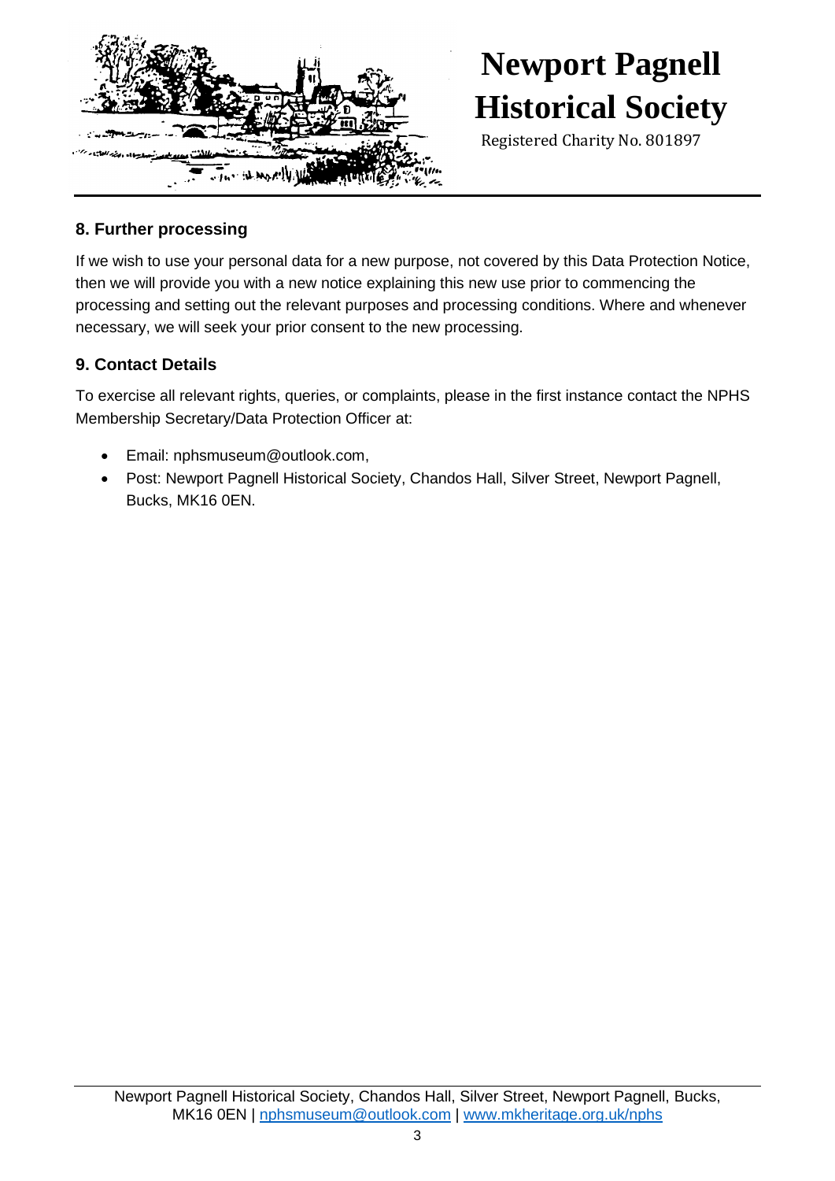## 8. Further processing

If we wish to use your personal data for a new purpose, not covered by this Data Protection Notice, then we will provide you with a new notice explaining this new use prior to commencing the processing and setting out the relevant purposes and processing conditions. Where and whenever necessary, we will seek your prior consent to the new processing.

## 9. Contact Details

To exercise all relevant rights, queries, or complaints, please in the first instance contact the NPHS Membership Secretary/Data Protection Officer at:

- Email: nphsmuseum@outlook.com,
- Post: Newport Pagnell Historical Society, Chandos Hall, Silver Street, Newport Pagnell, Bucks, MK16 0EN.